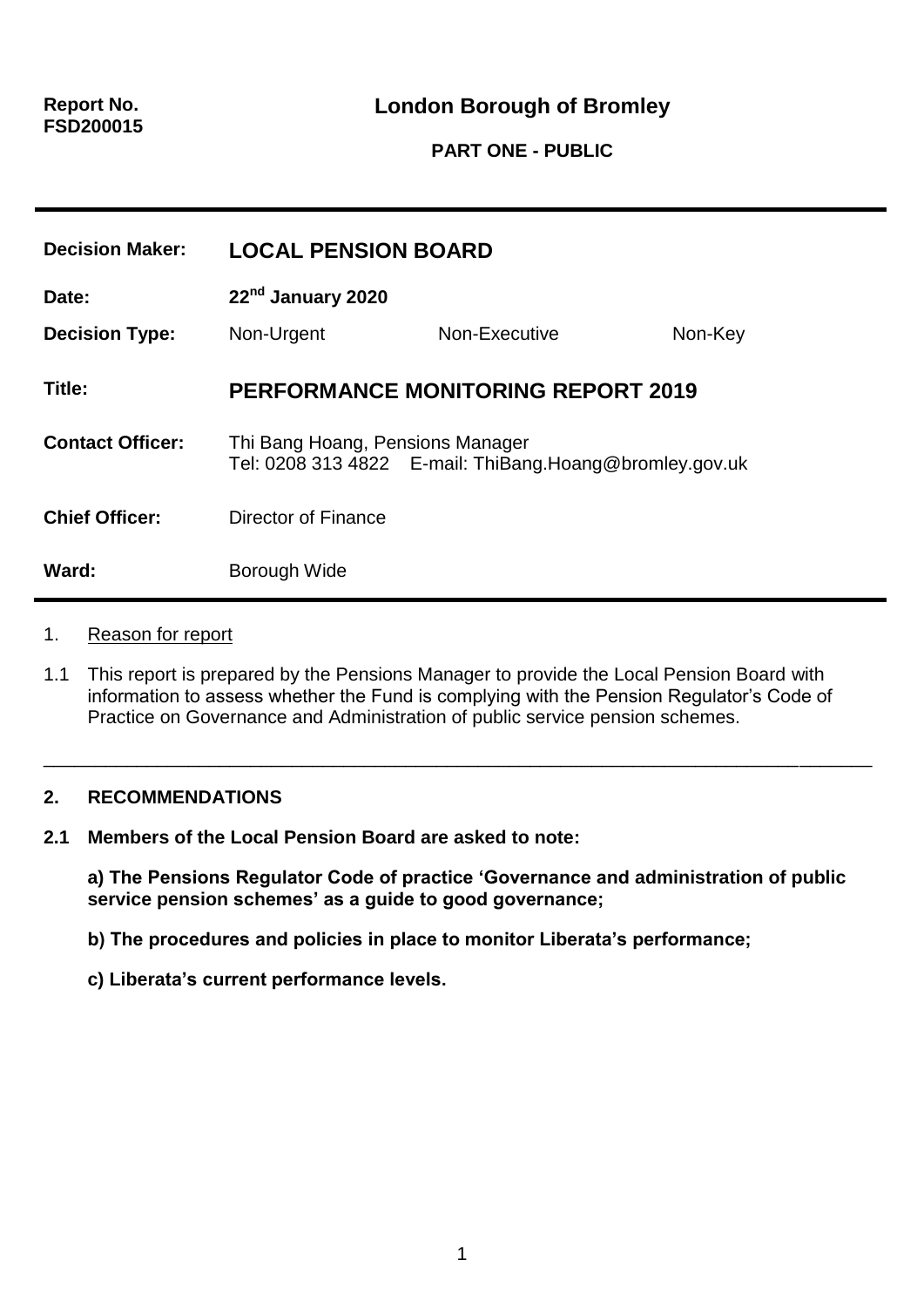**Report No.**
**FSD200015**

## London Borough of Bromley

**PART ONE - PUBLIC**

| | | | |
|---|---|---|---|
| **Decision Maker:** | **LOCAL PENSION BOARD** | | |
| **Date:** | **22nd January 2020** | | |
| **Decision Type:** | Non-Urgent | Non-Executive | Non-Key |
| **Title:** | **PERFORMANCE MONITORING REPORT 2019** | | |
| **Contact Officer:** | Thi Bang Hoang, Pensions Manager<br>Tel: 0208 313 4822 E-mail: ThiBang.Hoang@bromley.gov.uk | | |
| **Chief Officer:** | Director of Finance | | |
| **Ward:** | Borough Wide | | |

1. Reason for report

1.1 This report is prepared by the Pensions Manager to provide the Local Pension Board with information to assess whether the Fund is complying with the Pension Regulator's Code of Practice on Governance and Administration of public service pension schemes.

---

**2. RECOMMENDATIONS**

**2.1 Members of the Local Pension Board are asked to note:**

**a) The Pensions Regulator Code of practice 'Governance and administration of public service pension schemes' as a guide to good governance;**

**b) The procedures and policies in place to monitor Liberata's performance;**

**c) Liberata's current performance levels.**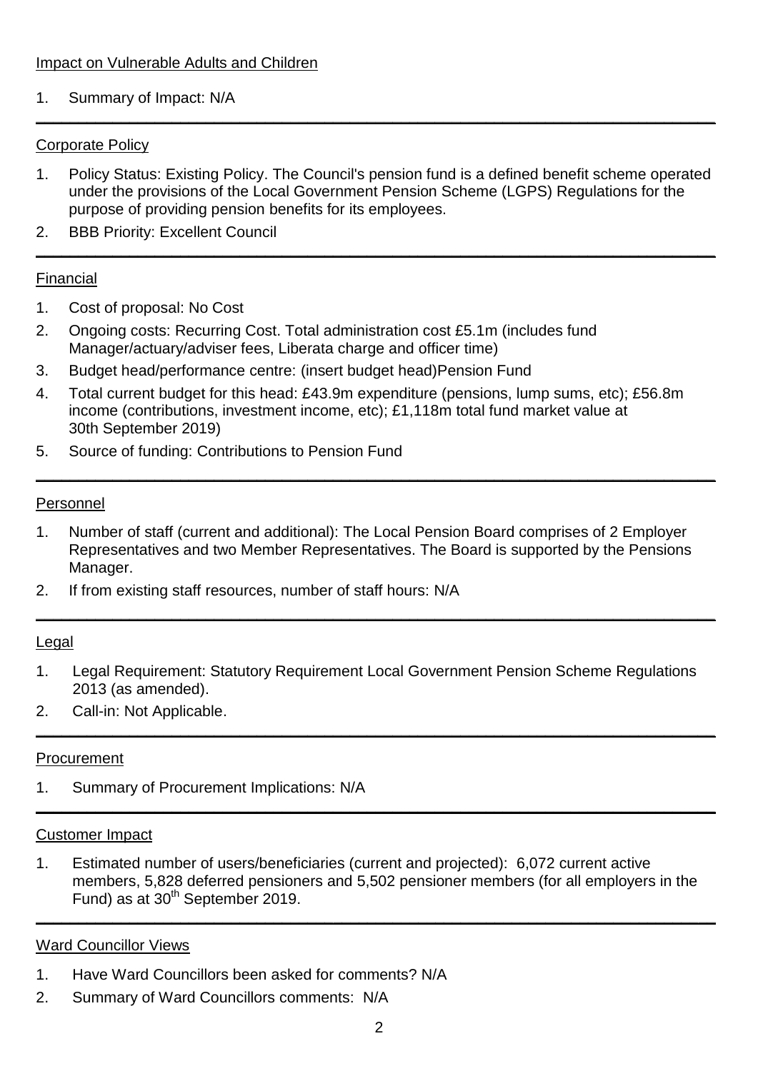## Impact on Vulnerable Adults and Children

1. Summary of Impact: N/A

---

## Corporate Policy

1. Policy Status: Existing Policy. The Council's pension fund is a defined benefit scheme operated under the provisions of the Local Government Pension Scheme (LGPS) Regulations for the purpose of providing pension benefits for its employees.
2. BBB Priority: Excellent Council

---

## Financial

1. Cost of proposal: No Cost
2. Ongoing costs: Recurring Cost. Total administration cost £5.1m (includes fund Manager/actuary/adviser fees, Liberata charge and officer time)
3. Budget head/performance centre: (insert budget head)Pension Fund
4. Total current budget for this head: £43.9m expenditure (pensions, lump sums, etc); £56.8m income (contributions, investment income, etc); £1,118m total fund market value at 30th September 2019)
5. Source of funding: Contributions to Pension Fund

---

## Personnel

1. Number of staff (current and additional): The Local Pension Board comprises of 2 Employer Representatives and two Member Representatives. The Board is supported by the Pensions Manager.
2. If from existing staff resources, number of staff hours: N/A

---

## Legal

1. Legal Requirement: Statutory Requirement Local Government Pension Scheme Regulations 2013 (as amended).
2. Call-in: Not Applicable.

---

## Procurement

1. Summary of Procurement Implications: N/A

---

## Customer Impact

1. Estimated number of users/beneficiaries (current and projected): 6,072 current active members, 5,828 deferred pensioners and 5,502 pensioner members (for all employers in the Fund) as at 30th September 2019.

---

## Ward Councillor Views

1. Have Ward Councillors been asked for comments? N/A
2. Summary of Ward Councillors comments: N/A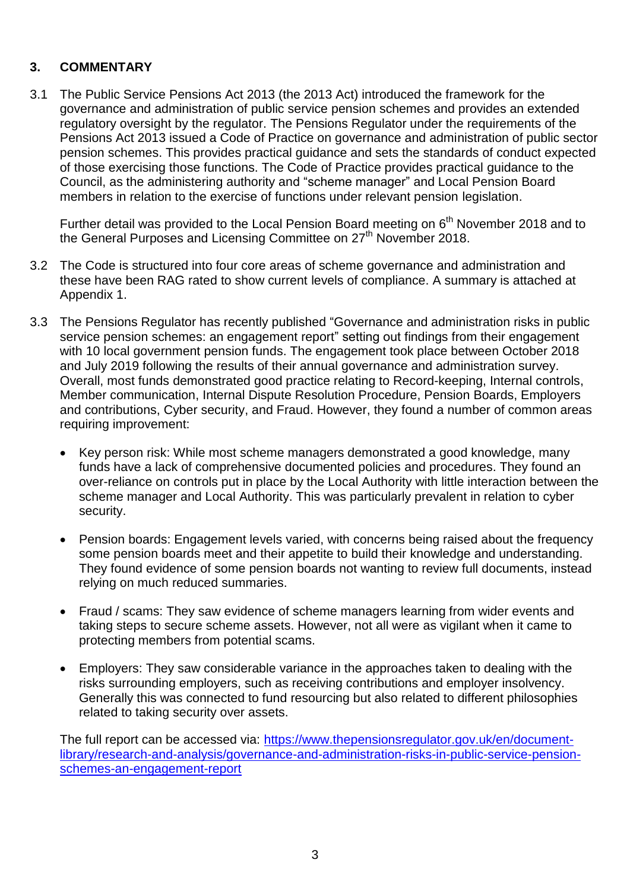## 3. COMMENTARY

3.1 The Public Service Pensions Act 2013 (the 2013 Act) introduced the framework for the governance and administration of public service pension schemes and provides an extended regulatory oversight by the regulator. The Pensions Regulator under the requirements of the Pensions Act 2013 issued a Code of Practice on governance and administration of public sector pension schemes. This provides practical guidance and sets the standards of conduct expected of those exercising those functions. The Code of Practice provides practical guidance to the Council, as the administering authority and "scheme manager" and Local Pension Board members in relation to the exercise of functions under relevant pension legislation.

Further detail was provided to the Local Pension Board meeting on 6th November 2018 and to the General Purposes and Licensing Committee on 27th November 2018.

3.2 The Code is structured into four core areas of scheme governance and administration and these have been RAG rated to show current levels of compliance. A summary is attached at Appendix 1.

3.3 The Pensions Regulator has recently published "Governance and administration risks in public service pension schemes: an engagement report" setting out findings from their engagement with 10 local government pension funds. The engagement took place between October 2018 and July 2019 following the results of their annual governance and administration survey. Overall, most funds demonstrated good practice relating to Record-keeping, Internal controls, Member communication, Internal Dispute Resolution Procedure, Pension Boards, Employers and contributions, Cyber security, and Fraud. However, they found a number of common areas requiring improvement:

- Key person risk: While most scheme managers demonstrated a good knowledge, many funds have a lack of comprehensive documented policies and procedures. They found an over-reliance on controls put in place by the Local Authority with little interaction between the scheme manager and Local Authority. This was particularly prevalent in relation to cyber security.
- Pension boards: Engagement levels varied, with concerns being raised about the frequency some pension boards meet and their appetite to build their knowledge and understanding. They found evidence of some pension boards not wanting to review full documents, instead relying on much reduced summaries.
- Fraud / scams: They saw evidence of scheme managers learning from wider events and taking steps to secure scheme assets. However, not all were as vigilant when it came to protecting members from potential scams.
- Employers: They saw considerable variance in the approaches taken to dealing with the risks surrounding employers, such as receiving contributions and employer insolvency. Generally this was connected to fund resourcing but also related to different philosophies related to taking security over assets.

The full report can be accessed via: [https://www.thepensionsregulator.gov.uk/en/document-library/research-and-analysis/governance-and-administration-risks-in-public-service-pension-schemes-an-engagement-report](https://www.thepensionsregulator.gov.uk/en/document-library/research-and-analysis/governance-and-administration-risks-in-public-service-pension-schemes-an-engagement-report)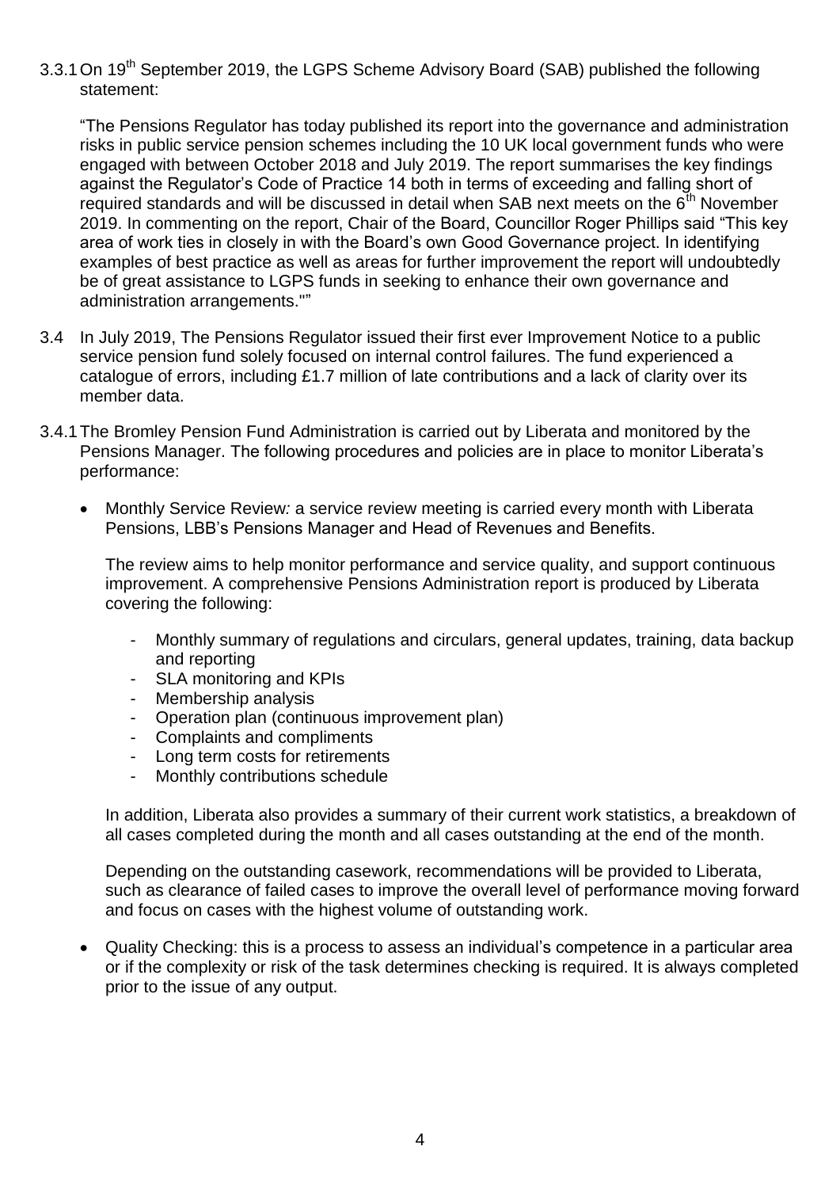3.3.1 On 19th September 2019, the LGPS Scheme Advisory Board (SAB) published the following statement:

"The Pensions Regulator has today published its report into the governance and administration risks in public service pension schemes including the 10 UK local government funds who were engaged with between October 2018 and July 2019. The report summarises the key findings against the Regulator's Code of Practice 14 both in terms of exceeding and falling short of required standards and will be discussed in detail when SAB next meets on the 6th November 2019. In commenting on the report, Chair of the Board, Councillor Roger Phillips said "This key area of work ties in closely in with the Board's own Good Governance project. In identifying examples of best practice as well as areas for further improvement the report will undoubtedly be of great assistance to LGPS funds in seeking to enhance their own governance and administration arrangements.""

3.4 In July 2019, The Pensions Regulator issued their first ever Improvement Notice to a public service pension fund solely focused on internal control failures. The fund experienced a catalogue of errors, including £1.7 million of late contributions and a lack of clarity over its member data.

3.4.1 The Bromley Pension Fund Administration is carried out by Liberata and monitored by the Pensions Manager. The following procedures and policies are in place to monitor Liberata's performance:

- Monthly Service Review*:* a service review meeting is carried every month with Liberata Pensions, LBB's Pensions Manager and Head of Revenues and Benefits.

  The review aims to help monitor performance and service quality, and support continuous improvement. A comprehensive Pensions Administration report is produced by Liberata covering the following:

  - Monthly summary of regulations and circulars, general updates, training, data backup and reporting
  - SLA monitoring and KPIs
  - Membership analysis
  - Operation plan (continuous improvement plan)
  - Complaints and compliments
  - Long term costs for retirements
  - Monthly contributions schedule

  In addition, Liberata also provides a summary of their current work statistics, a breakdown of all cases completed during the month and all cases outstanding at the end of the month.

  Depending on the outstanding casework, recommendations will be provided to Liberata, such as clearance of failed cases to improve the overall level of performance moving forward and focus on cases with the highest volume of outstanding work.

- Quality Checking: this is a process to assess an individual's competence in a particular area or if the complexity or risk of the task determines checking is required. It is always completed prior to the issue of any output.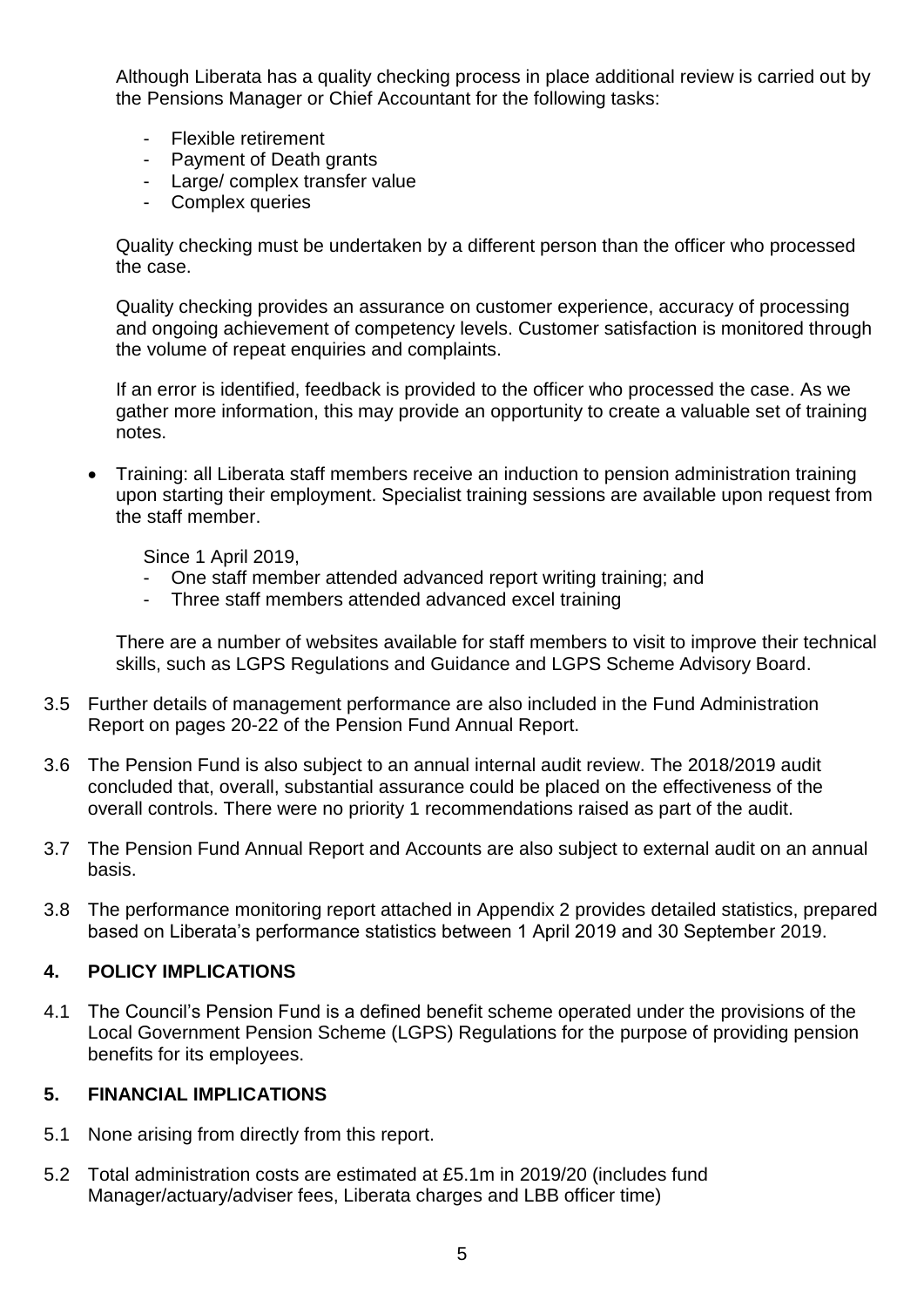Although Liberata has a quality checking process in place additional review is carried out by the Pensions Manager or Chief Accountant for the following tasks:

- Flexible retirement
- Payment of Death grants
- Large/ complex transfer value
- Complex queries

Quality checking must be undertaken by a different person than the officer who processed the case.

Quality checking provides an assurance on customer experience, accuracy of processing and ongoing achievement of competency levels. Customer satisfaction is monitored through the volume of repeat enquiries and complaints.

If an error is identified, feedback is provided to the officer who processed the case. As we gather more information, this may provide an opportunity to create a valuable set of training notes.

- Training: all Liberata staff members receive an induction to pension administration training upon starting their employment. Specialist training sessions are available upon request from the staff member.

  Since 1 April 2019,
  - One staff member attended advanced report writing training; and
  - Three staff members attended advanced excel training

  There are a number of websites available for staff members to visit to improve their technical skills, such as LGPS Regulations and Guidance and LGPS Scheme Advisory Board.

3.5 Further details of management performance are also included in the Fund Administration Report on pages 20-22 of the Pension Fund Annual Report.

3.6 The Pension Fund is also subject to an annual internal audit review. The 2018/2019 audit concluded that, overall, substantial assurance could be placed on the effectiveness of the overall controls. There were no priority 1 recommendations raised as part of the audit.

3.7 The Pension Fund Annual Report and Accounts are also subject to external audit on an annual basis.

3.8 The performance monitoring report attached in Appendix 2 provides detailed statistics, prepared based on Liberata's performance statistics between 1 April 2019 and 30 September 2019.

## 4. POLICY IMPLICATIONS

4.1 The Council's Pension Fund is a defined benefit scheme operated under the provisions of the Local Government Pension Scheme (LGPS) Regulations for the purpose of providing pension benefits for its employees.

## 5. FINANCIAL IMPLICATIONS

5.1 None arising from directly from this report.

5.2 Total administration costs are estimated at £5.1m in 2019/20 (includes fund Manager/actuary/adviser fees, Liberata charges and LBB officer time)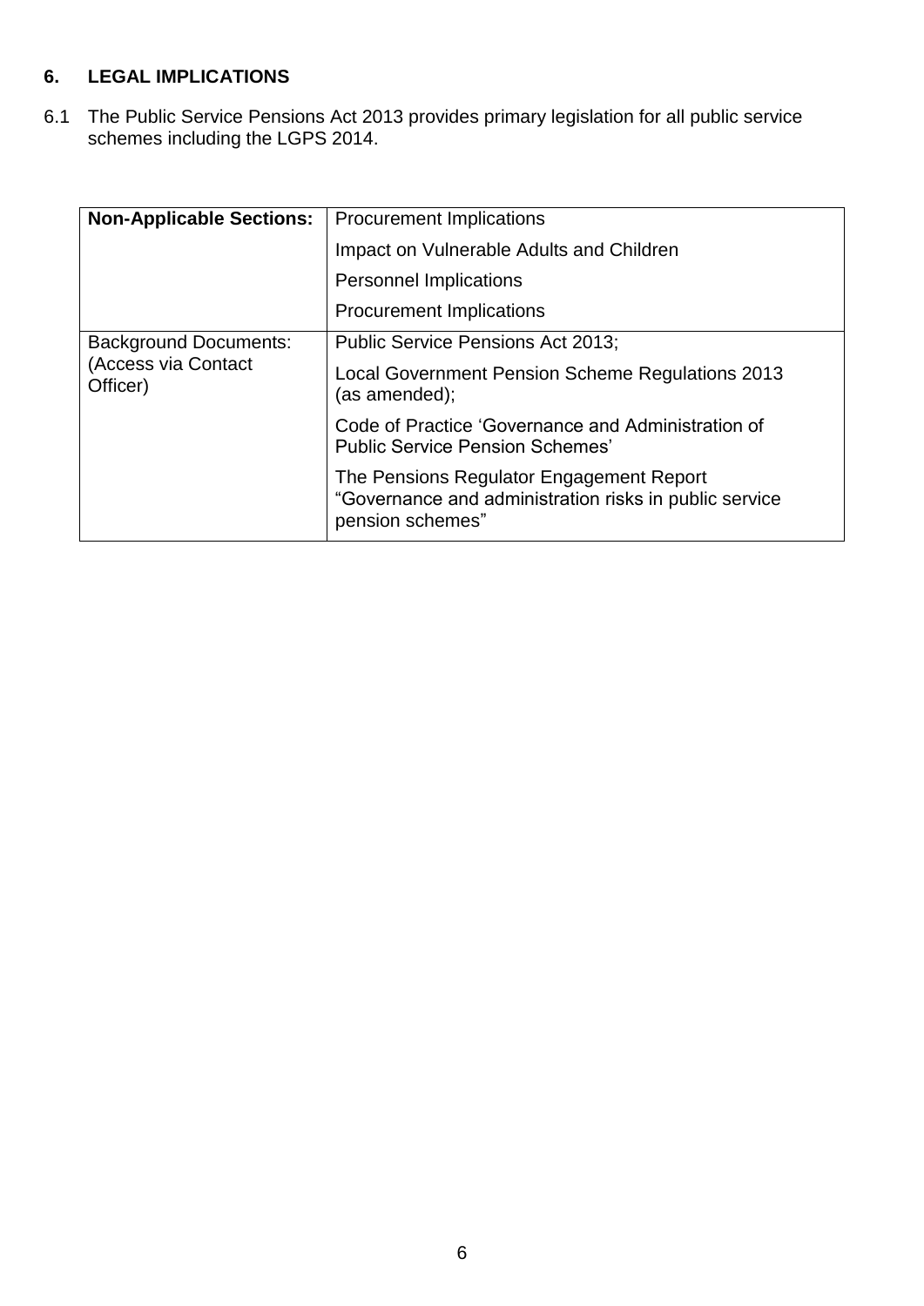## 6. LEGAL IMPLICATIONS

6.1 The Public Service Pensions Act 2013 provides primary legislation for all public service schemes including the LGPS 2014.

| | |
|---|---|
| **Non-Applicable Sections:** | Procurement Implications<br>Impact on Vulnerable Adults and Children<br>Personnel Implications<br>Procurement Implications |
| Background Documents:<br>(Access via Contact Officer) | Public Service Pensions Act 2013;<br>Local Government Pension Scheme Regulations 2013 (as amended);<br>Code of Practice 'Governance and Administration of Public Service Pension Schemes'<br>The Pensions Regulator Engagement Report "Governance and administration risks in public service pension schemes" |